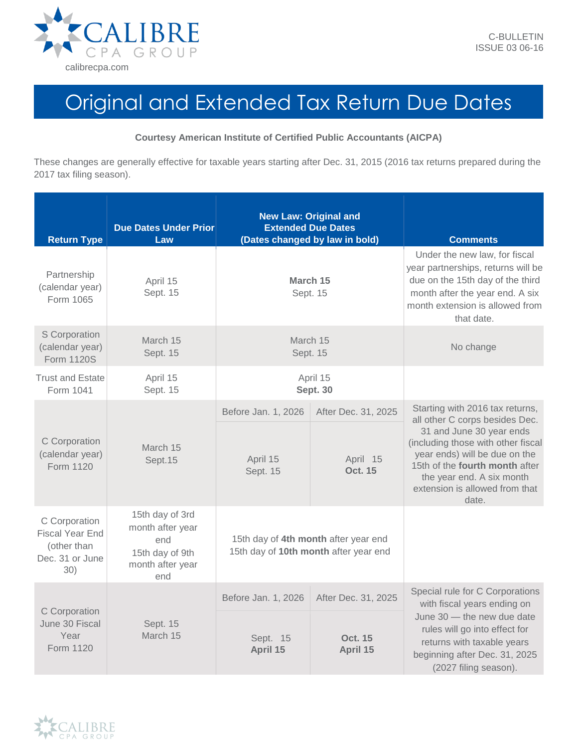CALIBRE CPA GROUP

calibrecpa.com

C-BULLETIN
ISSUE 03 06-16

# Original and Extended Tax Return Due Dates

**Courtesy American Institute of Certified Public Accountants (AICPA)**

These changes are generally effective for taxable years starting after Dec. 31, 2015 (2016 tax returns prepared during the 2017 tax filing season).

| Return Type | Due Dates Under Prior Law | New Law: Original and Extended Due Dates (Dates changed by law in bold) | | Comments |
|---|---|---|---|---|
| Partnership (calendar year) Form 1065 | April 15<br>Sept. 15 | **March 15**<br>Sept. 15 | | Under the new law, for fiscal year partnerships, returns will be due on the 15th day of the third month after the year end. A six month extension is allowed from that date. |
| S Corporation (calendar year) Form 1120S | March 15<br>Sept. 15 | March 15<br>Sept. 15 | | No change |
| Trust and Estate Form 1041 | April 15<br>Sept. 15 | April 15<br>**Sept. 30** | | |
| C Corporation (calendar year) Form 1120 | March 15<br>Sept.15 | Before Jan. 1, 2026<br><br>April 15<br>Sept. 15 | After Dec. 31, 2025<br><br>April 15<br>**Oct. 15** | Starting with 2016 tax returns, all other C corps besides Dec. 31 and June 30 year ends (including those with other fiscal year ends) will be due on the 15th of the **fourth month** after the year end. A six month extension is allowed from that date. |
| C Corporation Fiscal Year End (other than Dec. 31 or June 30) | 15th day of 3rd month after year end<br>15th day of 9th month after year end | 15th day of **4th month** after year end<br>15th day of **10th month** after year end | | |
| C Corporation June 30 Fiscal Year Form 1120 | Sept. 15<br>March 15 | Before Jan. 1, 2026<br><br>Sept. 15<br>**April 15** | After Dec. 31, 2025<br><br>**Oct. 15**<br>**April 15** | Special rule for C Corporations with fiscal years ending on June 30 — the new due date rules will go into effect for returns with taxable years beginning after Dec. 31, 2025 (2027 filing season). |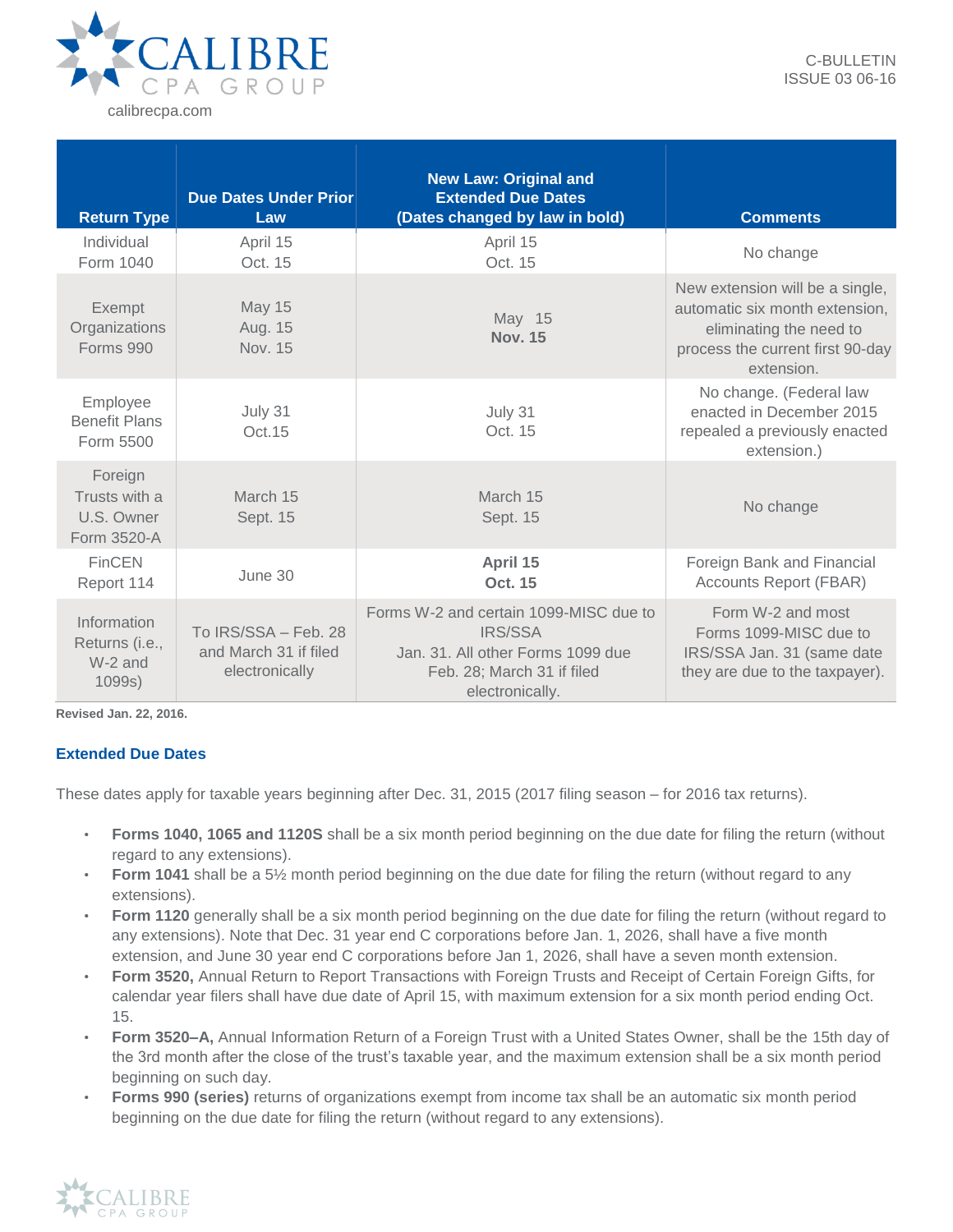| Return Type | Due Dates Under Prior Law | New Law: Original and Extended Due Dates (Dates changed by law in bold) | Comments |
|---|---|---|---|
| Individual Form 1040 | April 15 Oct. 15 | April 15 Oct. 15 | No change |
| Exempt Organizations Forms 990 | May 15 Aug. 15 Nov. 15 | May 15 **Nov. 15** | New extension will be a single, automatic six month extension, eliminating the need to process the current first 90-day extension. |
| Employee Benefit Plans Form 5500 | July 31 Oct.15 | July 31 Oct. 15 | No change. (Federal law enacted in December 2015 repealed a previously enacted extension.) |
| Foreign Trusts with a U.S. Owner Form 3520-A | March 15 Sept. 15 | March 15 Sept. 15 | No change |
| FinCEN Report 114 | June 30 | **April 15 Oct. 15** | Foreign Bank and Financial Accounts Report (FBAR) |
| Information Returns (i.e., W-2 and 1099s) | To IRS/SSA – Feb. 28 and March 31 if filed electronically | Forms W-2 and certain 1099-MISC due to IRS/SSA Jan. 31. All other Forms 1099 due Feb. 28; March 31 if filed electronically. | Form W-2 and most Forms 1099-MISC due to IRS/SSA Jan. 31 (same date they are due to the taxpayer). |

**Revised Jan. 22, 2016.**

## Extended Due Dates

These dates apply for taxable years beginning after Dec. 31, 2015 (2017 filing season – for 2016 tax returns).

- **Forms 1040, 1065 and 1120S** shall be a six month period beginning on the due date for filing the return (without regard to any extensions).
- **Form 1041** shall be a 5½ month period beginning on the due date for filing the return (without regard to any extensions).
- **Form 1120** generally shall be a six month period beginning on the due date for filing the return (without regard to any extensions). Note that Dec. 31 year end C corporations before Jan. 1, 2026, shall have a five month extension, and June 30 year end C corporations before Jan 1, 2026, shall have a seven month extension.
- **Form 3520,** Annual Return to Report Transactions with Foreign Trusts and Receipt of Certain Foreign Gifts, for calendar year filers shall have due date of April 15, with maximum extension for a six month period ending Oct. 15.
- **Form 3520–A,** Annual Information Return of a Foreign Trust with a United States Owner, shall be the 15th day of the 3rd month after the close of the trust's taxable year, and the maximum extension shall be a six month period beginning on such day.
- **Forms 990 (series)** returns of organizations exempt from income tax shall be an automatic six month period beginning on the due date for filing the return (without regard to any extensions).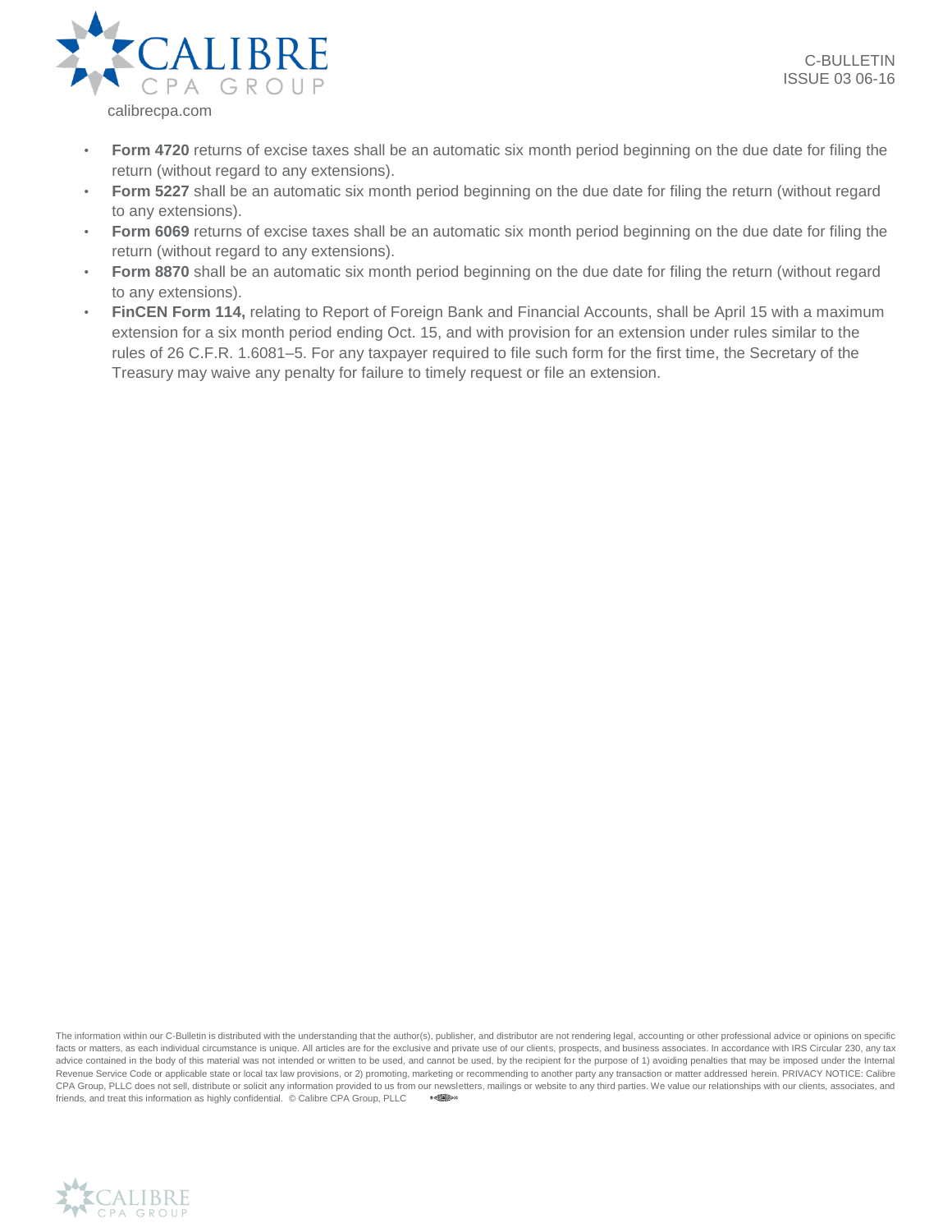- **Form 4720** returns of excise taxes shall be an automatic six month period beginning on the due date for filing the return (without regard to any extensions).
- **Form 5227** shall be an automatic six month period beginning on the due date for filing the return (without regard to any extensions).
- **Form 6069** returns of excise taxes shall be an automatic six month period beginning on the due date for filing the return (without regard to any extensions).
- **Form 8870** shall be an automatic six month period beginning on the due date for filing the return (without regard to any extensions).
- **FinCEN Form 114,** relating to Report of Foreign Bank and Financial Accounts, shall be April 15 with a maximum extension for a six month period ending Oct. 15, and with provision for an extension under rules similar to the rules of 26 C.F.R. 1.6081–5. For any taxpayer required to file such form for the first time, the Secretary of the Treasury may waive any penalty for failure to timely request or file an extension.

The information within our C-Bulletin is distributed with the understanding that the author(s), publisher, and distributor are not rendering legal, accounting or other professional advice or opinions on specific facts or matters, as each individual circumstance is unique. All articles are for the exclusive and private use of our clients, prospects, and business associates. In accordance with IRS Circular 230, any tax advice contained in the body of this material was not intended or written to be used, and cannot be used, by the recipient for the purpose of 1) avoiding penalties that may be imposed under the Internal Revenue Service Code or applicable state or local tax law provisions, or 2) promoting, marketing or recommending to another party any transaction or matter addressed herein. PRIVACY NOTICE: Calibre CPA Group, PLLC does not sell, distribute or solicit any information provided to us from our newsletters, mailings or website to any third parties. We value our relationships with our clients, associates, and friends, and treat this information as highly confidential. © Calibre CPA Group, PLLC